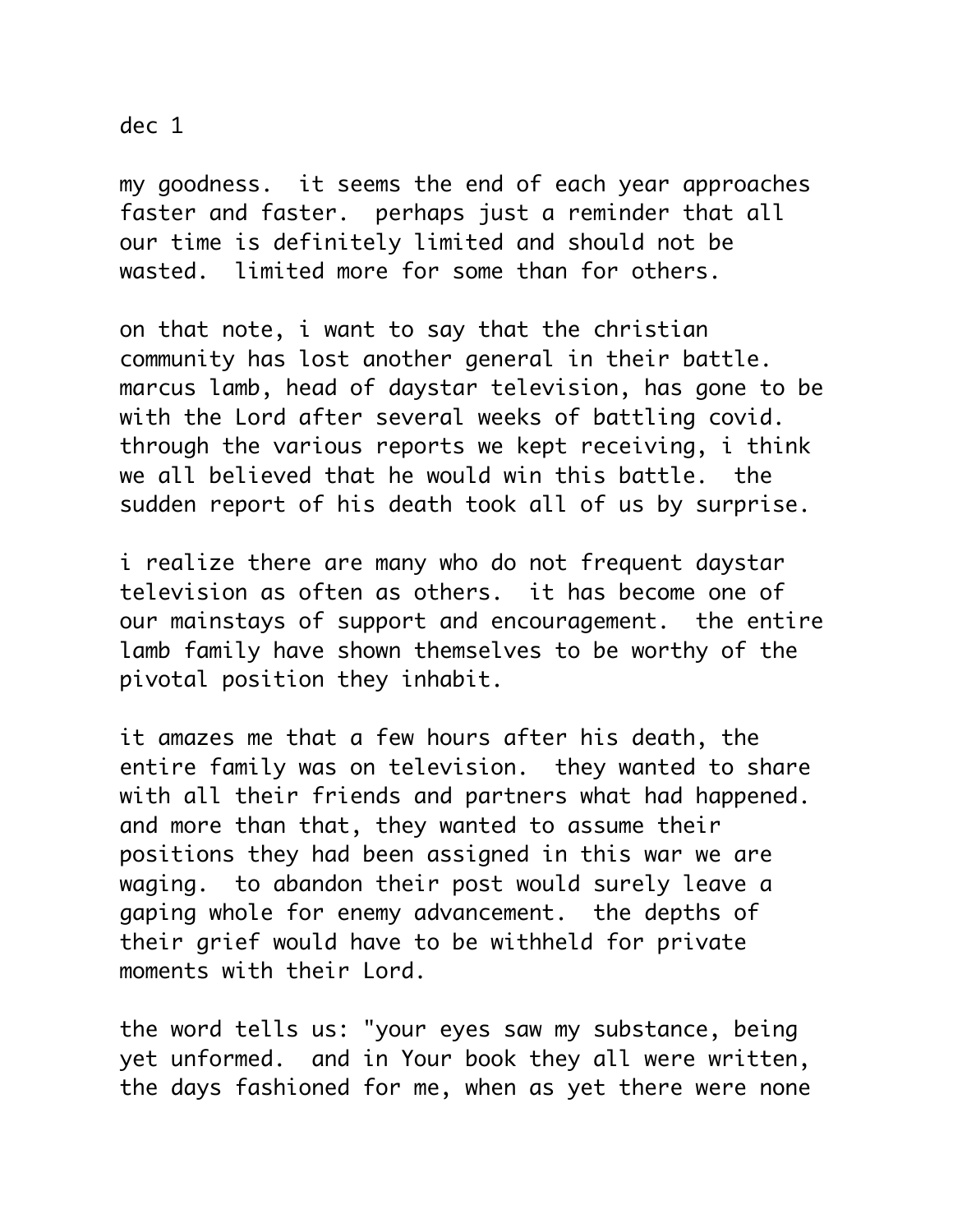dec 1

my goodness.  it seems the end of each year approaches faster and faster.  perhaps just a reminder that all our time is definitely limited and should not be wasted.  limited more for some than for others.

on that note, i want to say that the christian community has lost another general in their battle. marcus lamb, head of daystar television, has gone to be with the Lord after several weeks of battling covid. through the various reports we kept receiving, i think we all believed that he would win this battle.  the sudden report of his death took all of us by surprise.

i realize there are many who do not frequent daystar television as often as others.  it has become one of our mainstays of support and encouragement.  the entire lamb family have shown themselves to be worthy of the pivotal position they inhabit.

it amazes me that a few hours after his death, the entire family was on television.  they wanted to share with all their friends and partners what had happened. and more than that, they wanted to assume their positions they had been assigned in this war we are waging.  to abandon their post would surely leave a gaping whole for enemy advancement.  the depths of their grief would have to be withheld for private moments with their Lord.

the word tells us: "your eyes saw my substance, being yet unformed.  and in Your book they all were written, the days fashioned for me, when as yet there were none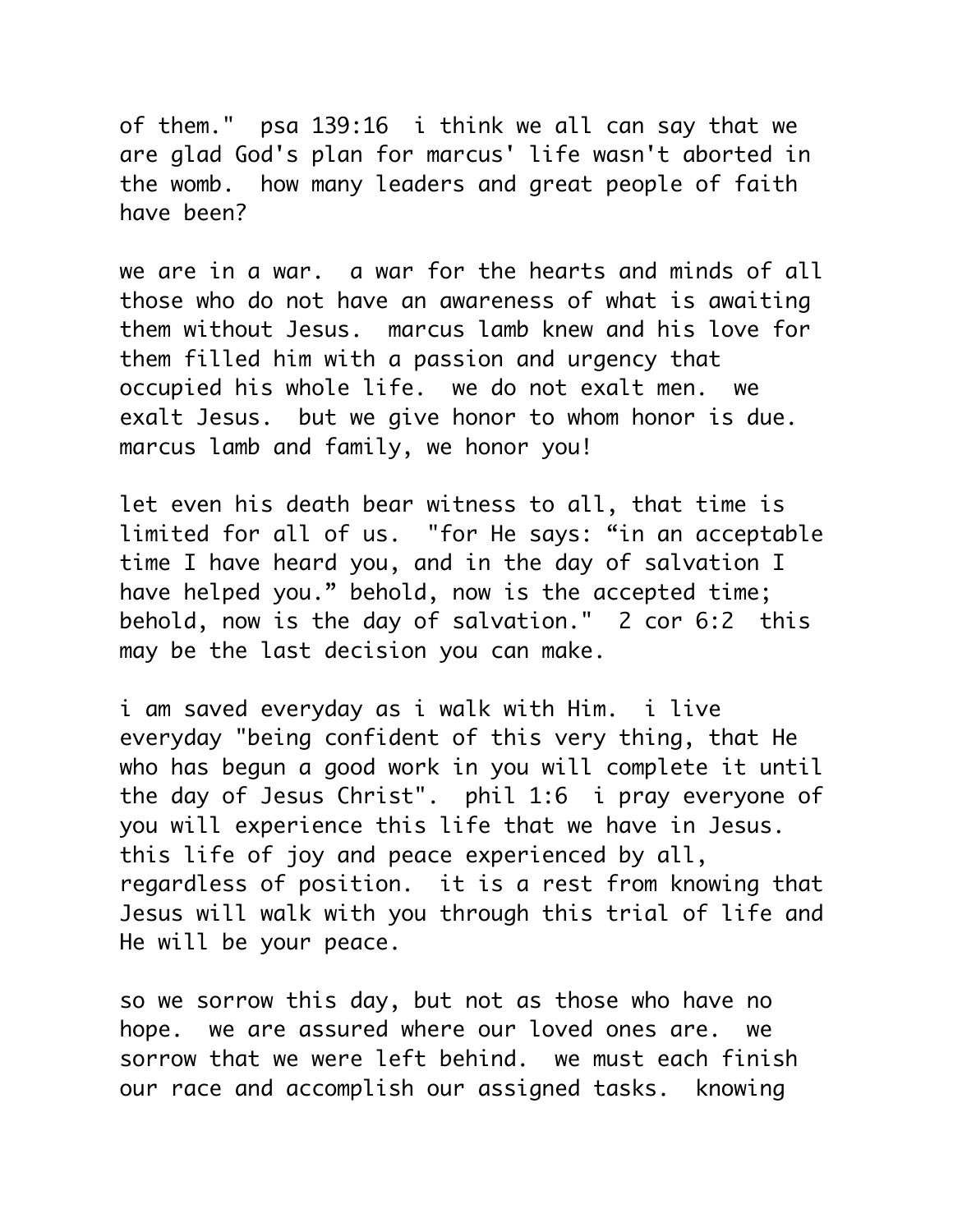of them." psa 139:16 i think we all can say that we are glad God's plan for marcus' life wasn't aborted in the womb. how many leaders and great people of faith have been?

we are in a war. a war for the hearts and minds of all those who do not have an awareness of what is awaiting them without Jesus. marcus lamb knew and his love for them filled him with a passion and urgency that occupied his whole life. we do not exalt men. we exalt Jesus. but we give honor to whom honor is due. marcus lamb and family, we honor you!

let even his death bear witness to all, that time is limited for all of us. "for He says: “in an acceptable time I have heard you, and in the day of salvation I have helped you.” behold, now is the accepted time; behold, now is the day of salvation." 2 cor 6:2 this may be the last decision you can make.

i am saved everyday as i walk with Him. i live everyday "being confident of this very thing, that He who has begun a good work in you will complete it until the day of Jesus Christ". phil 1:6 i pray everyone of you will experience this life that we have in Jesus. this life of joy and peace experienced by all, regardless of position. it is a rest from knowing that Jesus will walk with you through this trial of life and He will be your peace.

so we sorrow this day, but not as those who have no hope. we are assured where our loved ones are. we sorrow that we were left behind. we must each finish our race and accomplish our assigned tasks. knowing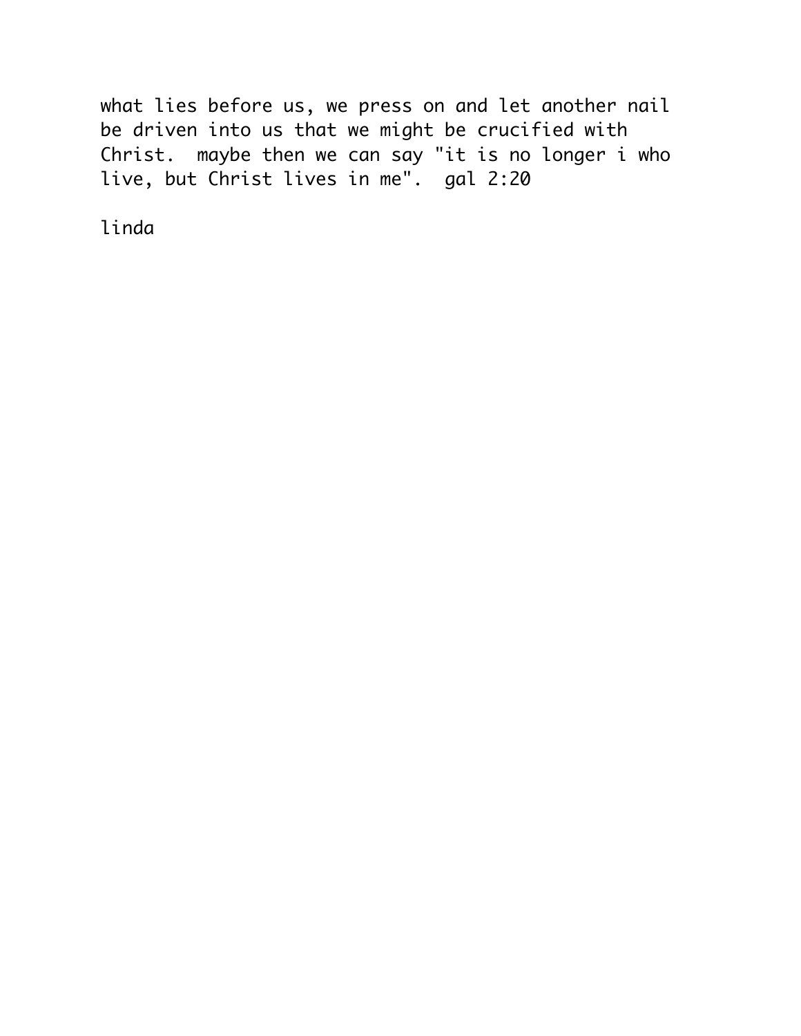what lies before us, we press on and let another nail be driven into us that we might be crucified with Christ.  maybe then we can say "it is no longer i who live, but Christ lives in me".  gal 2:20

linda